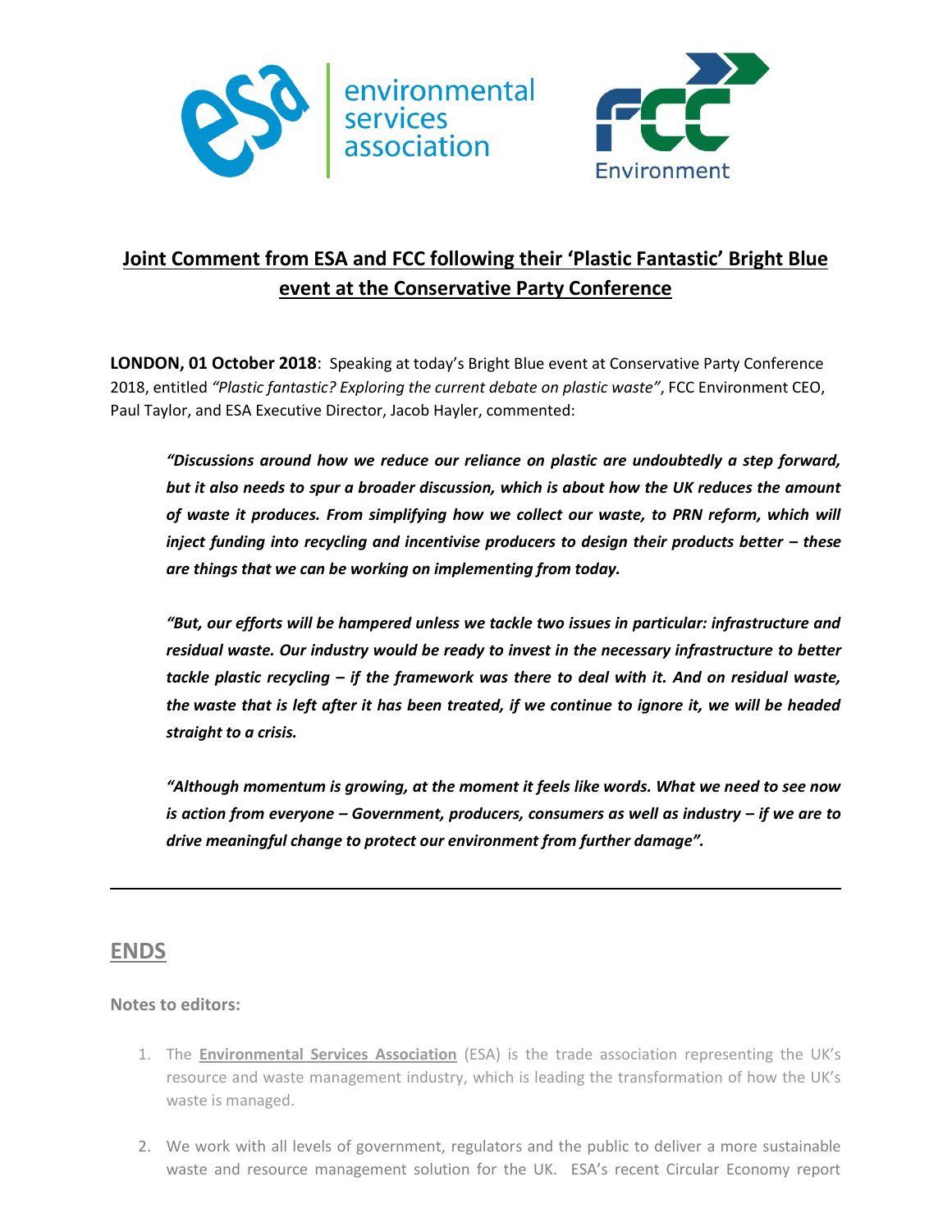environmental services association

FCC Environment

# Joint Comment from ESA and FCC following their 'Plastic Fantastic' Bright Blue event at the Conservative Party Conference

**LONDON, 01 October 2018**: Speaking at today's Bright Blue event at Conservative Party Conference 2018, entitled *"Plastic fantastic? Exploring the current debate on plastic waste"*, FCC Environment CEO, Paul Taylor, and ESA Executive Director, Jacob Hayler, commented:

> ***"Discussions around how we reduce our reliance on plastic are undoubtedly a step forward, but it also needs to spur a broader discussion, which is about how the UK reduces the amount of waste it produces. From simplifying how we collect our waste, to PRN reform, which will inject funding into recycling and incentivise producers to design their products better – these are things that we can be working on implementing from today.***
>
> ***"But, our efforts will be hampered unless we tackle two issues in particular: infrastructure and residual waste. Our industry would be ready to invest in the necessary infrastructure to better tackle plastic recycling – if the framework was there to deal with it. And on residual waste, the waste that is left after it has been treated, if we continue to ignore it, we will be headed straight to a crisis.***
>
> ***"Although momentum is growing, at the moment it feels like words. What we need to see now is action from everyone – Government, producers, consumers as well as industry – if we are to drive meaningful change to protect our environment from further damage".***

---

## ENDS

**Notes to editors:**

1. The **Environmental Services Association** (ESA) is the trade association representing the UK's resource and waste management industry, which is leading the transformation of how the UK's waste is managed.
2. We work with all levels of government, regulators and the public to deliver a more sustainable waste and resource management solution for the UK. ESA's recent Circular Economy report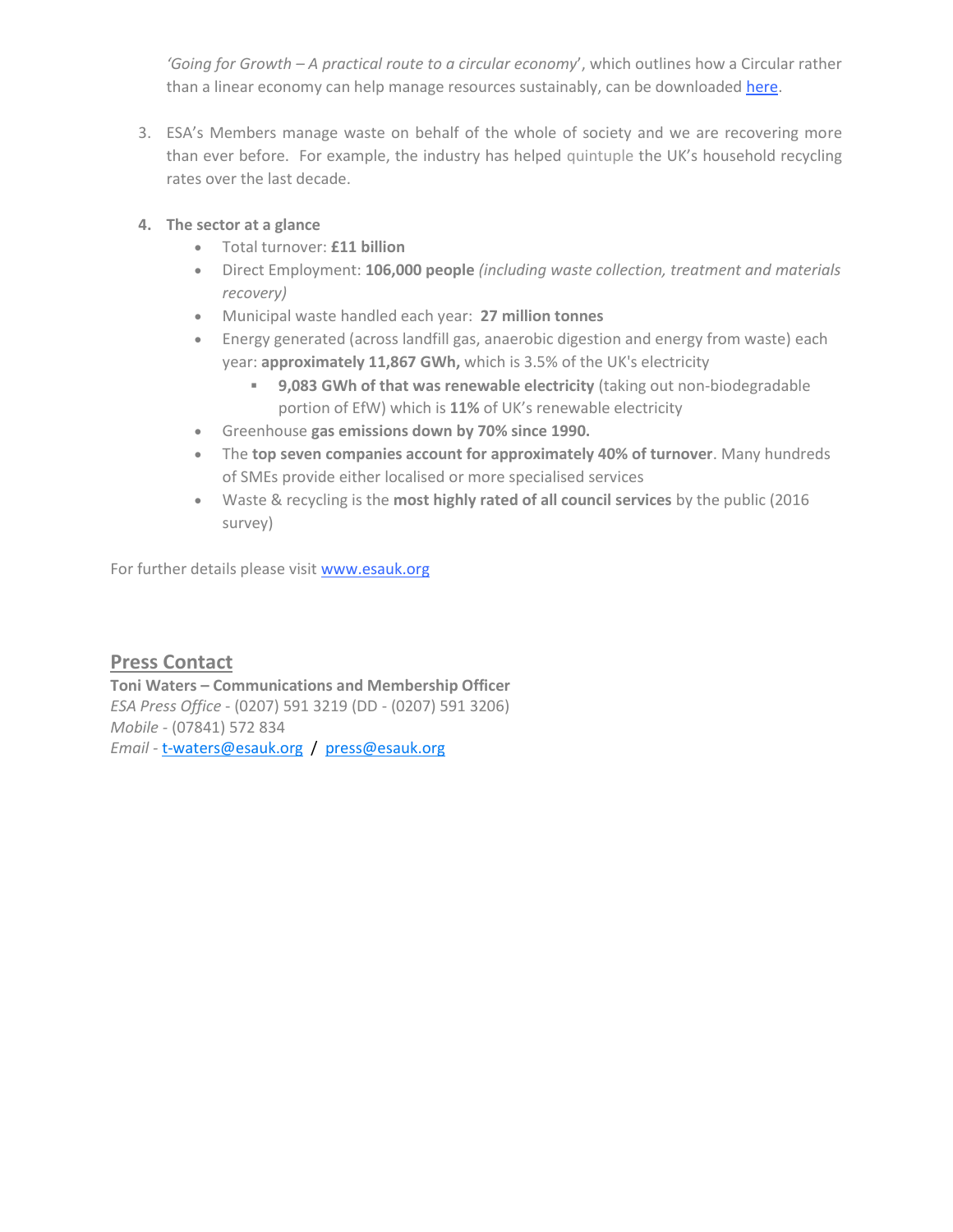*'Going for Growth – A practical route to a circular economy'*, which outlines how a Circular rather than a linear economy can help manage resources sustainably, can be downloaded [here](here).

3. ESA's Members manage waste on behalf of the whole of society and we are recovering more than ever before. For example, the industry has helped quintuple the UK's household recycling rates over the last decade.

4. **The sector at a glance**
   - Total turnover: **£11 billion**
   - Direct Employment: **106,000 people** *(including waste collection, treatment and materials recovery)*
   - Municipal waste handled each year: **27 million tonnes**
   - Energy generated (across landfill gas, anaerobic digestion and energy from waste) each year: **approximately 11,867 GWh,** which is 3.5% of the UK's electricity
     - **9,083 GWh of that was renewable electricity** (taking out non-biodegradable portion of EfW) which is **11%** of UK's renewable electricity
   - Greenhouse **gas emissions down by 70% since 1990.**
   - The **top seven companies account for approximately 40% of turnover**. Many hundreds of SMEs provide either localised or more specialised services
   - Waste & recycling is the **most highly rated of all council services** by the public (2016 survey)

For further details please visit [www.esauk.org](www.esauk.org)

## Press Contact

**Toni Waters – Communications and Membership Officer**
*ESA Press Office* - (0207) 591 3219 (DD - (0207) 591 3206)
*Mobile* - (07841) 572 834
*Email* - [t-waters@esauk.org](mailto:t-waters@esauk.org) / [press@esauk.org](mailto:press@esauk.org)